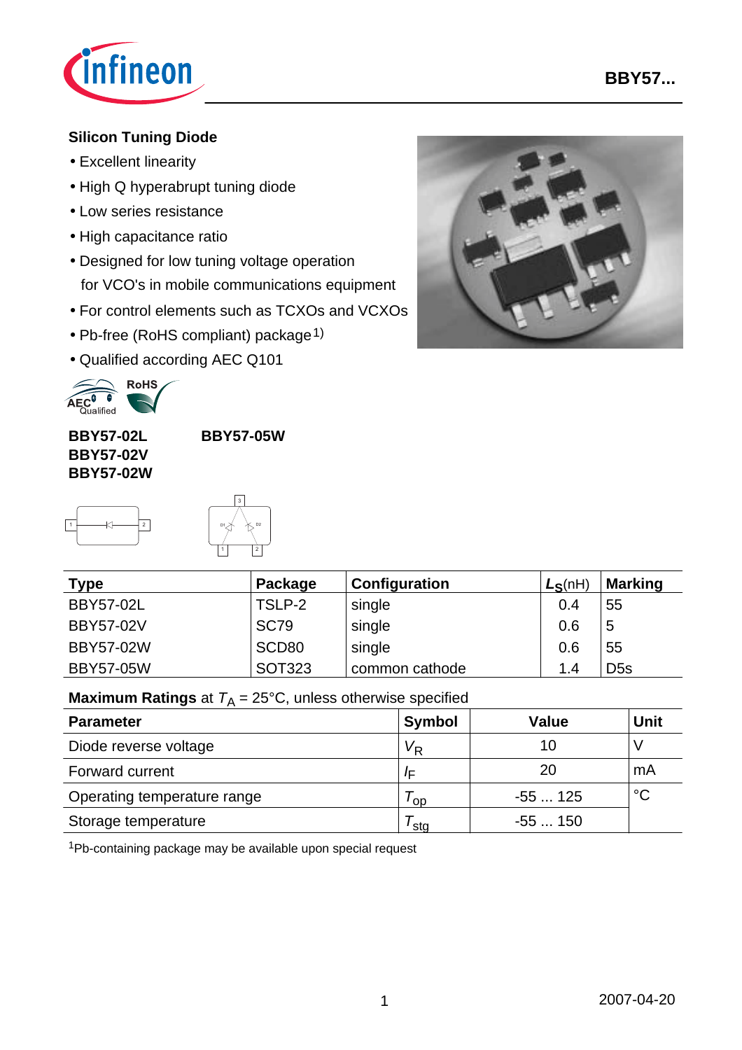## Silicon Tuning Diode

- Excellent linearity
- High Q hyperabrupt tuning diode
- Low series resistance
- High capacitance ratio
- Designed for low tuning voltage operation for VCO's in mobile communications equipment
- For control elements such as TCXOs and VCXOs
- Pb-free (RoHS compliant) package[1)]
- Qualified according AEC Q101

**BBY57-02L**
**BBY57-02V**
**BBY57-02W**

**BBY57-05W**

| Type | Package | Configuration | $L_S$(nH) | Marking |
|---|---|---|---|---|
| BBY57-02L | TSLP-2 | single | 0.4 | 55 |
| BBY57-02V | SC79 | single | 0.6 | 5 |
| BBY57-02W | SCD80 | single | 0.6 | 55 |
| BBY57-05W | SOT323 | common cathode | 1.4 | D5s |

**Maximum Ratings** at $T_A$ = 25°C, unless otherwise specified

| Parameter | Symbol | Value | Unit |
|---|---|---|---|
| Diode reverse voltage | $V_R$ | 10 | V |
| Forward current | $I_F$ | 20 | mA |
| Operating temperature range | $T_{op}$ | -55 ... 125 | °C |
| Storage temperature | $T_{stg}$ | -55 ... 150 | |

[1]Pb-containing package may be available upon special request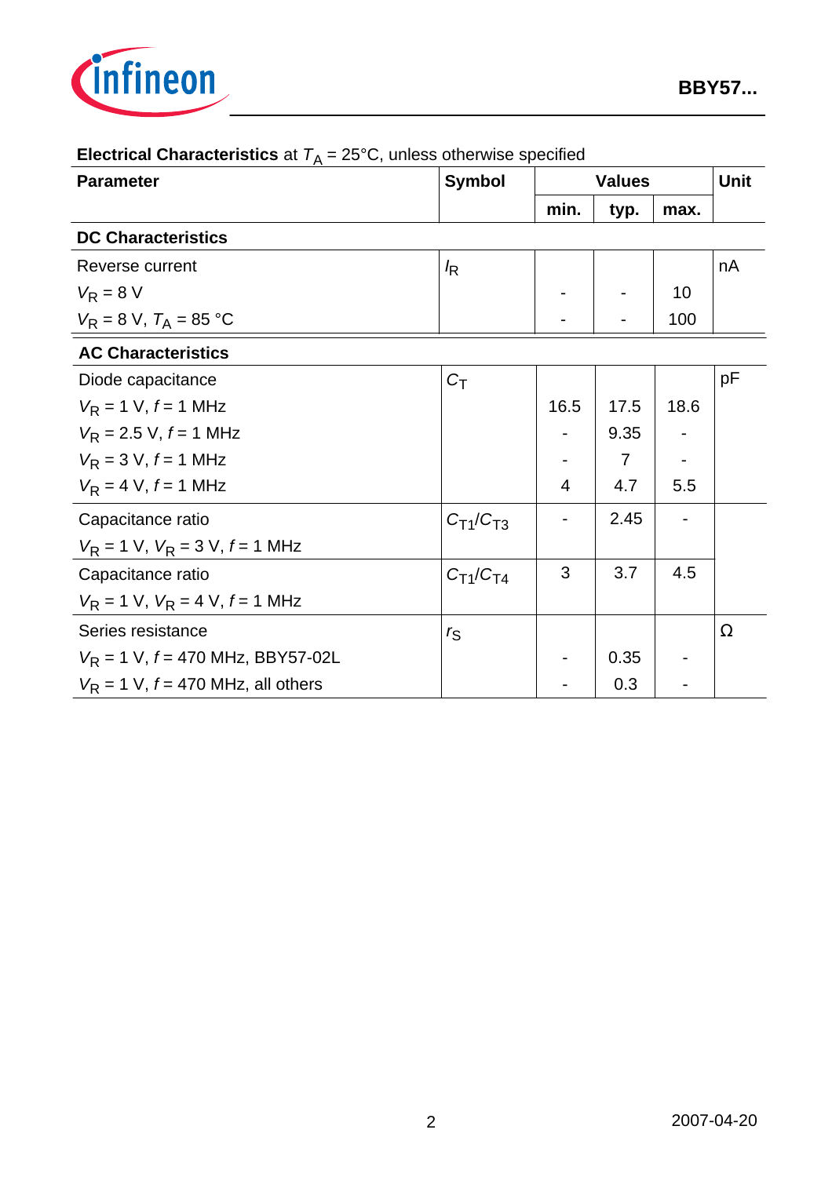**Electrical Characteristics** at $T_A$ = 25°C, unless otherwise specified

| Parameter | Symbol | Values | | | Unit |
|---|---|---|---|---|---|
| | | min. | typ. | max. | |
| **DC Characteristics** | | | | | |
| Reverse current | $I_R$ | | | | nA |
| $V_R$ = 8 V | | - | - | 10 | |
| $V_R$ = 8 V, $T_A$ = 85 °C | | - | - | 100 | |
| **AC Characteristics** | | | | | |
| Diode capacitance | $C_T$ | | | | pF |
| $V_R$ = 1 V, $f$ = 1 MHz | | 16.5 | 17.5 | 18.6 | |
| $V_R$ = 2.5 V, $f$ = 1 MHz | | - | 9.35 | - | |
| $V_R$ = 3 V, $f$ = 1 MHz | | - | 7 | - | |
| $V_R$ = 4 V, $f$ = 1 MHz | | 4 | 4.7 | 5.5 | |
| Capacitance ratio<br>$V_R$ = 1 V, $V_R$ = 3 V, $f$ = 1 MHz | $C_{T1}/C_{T3}$ | - | 2.45 | - | |
| Capacitance ratio<br>$V_R$ = 1 V, $V_R$ = 4 V, $f$ = 1 MHz | $C_{T1}/C_{T4}$ | 3 | 3.7 | 4.5 | |
| Series resistance | $r_S$ | | | | Ω |
| $V_R$ = 1 V, $f$ = 470 MHz, BBY57-02L | | - | 0.35 | - | |
| $V_R$ = 1 V, $f$ = 470 MHz, all others | | - | 0.3 | - | |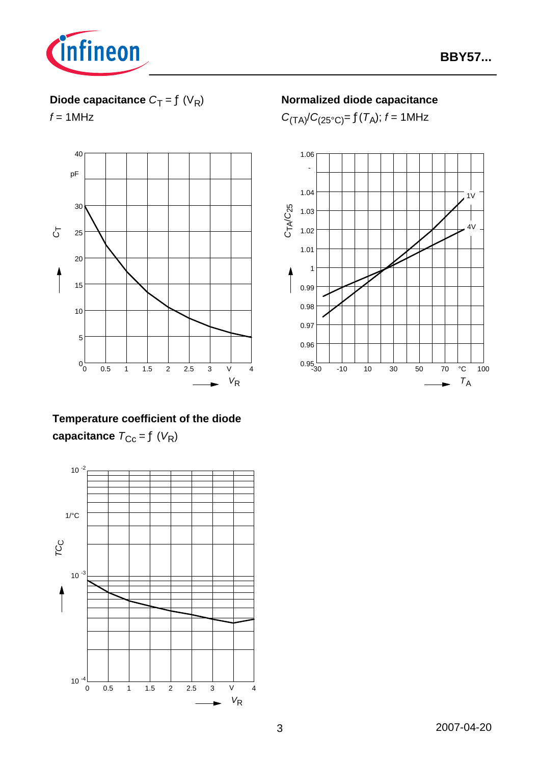**Diode capacitance** $C_T = f\ (V_R)$

$f$ = 1MHz

**Normalized diode capacitance**

$C_{(TA)}/C_{(25°C)} = f\ (T_A)$; $f$ = 1MHz

**Temperature coefficient of the diode capacitance** $T_{Cc} = f\ (V_R)$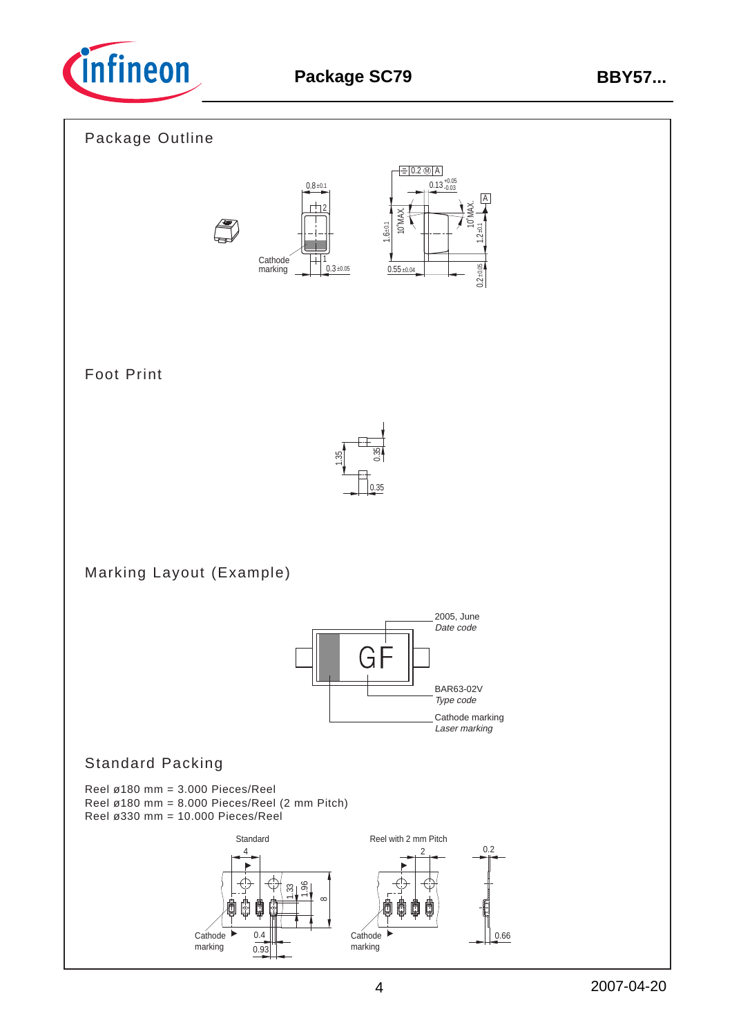# Package SC79

## Package Outline

0.8±0.1

0.13 +0.05 / -0.03

0.2 Ⓜ A

Cathode marking

0.3±0.05

0.55±0.04

1.6±0.1

10° MAX.

10° MAX.

1.2±0.1

0.2±0.05

## Foot Print

1.35

0.35

0.35

## Marking Layout (Example)

GF

2005, June
*Date code*

BAR63-02V
*Type code*

Cathode marking
*Laser marking*

## Standard Packing

Reel ø180 mm = 3.000 Pieces/Reel
Reel ø180 mm = 8.000 Pieces/Reel (2 mm Pitch)
Reel ø330 mm = 10.000 Pieces/Reel

Standard

Reel with 2 mm Pitch

4

2

0.2

1.33

1.96

8

Cathode marking

0.4

0.93

0.66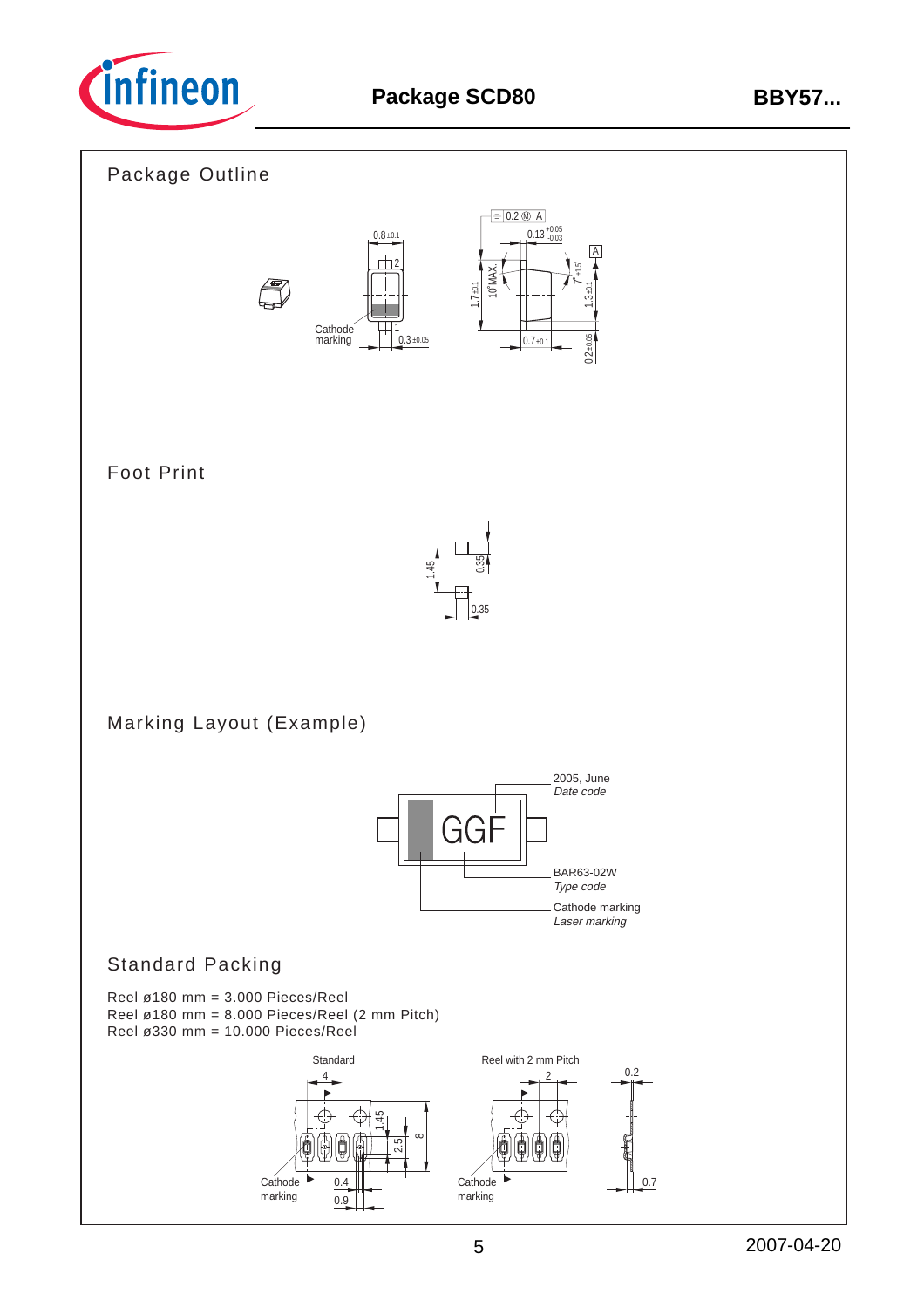# Package SCD80

## Package Outline

## Foot Print

## Marking Layout (Example)

## Standard Packing

Reel ø180 mm = 3.000 Pieces/Reel
Reel ø180 mm = 8.000 Pieces/Reel (2 mm Pitch)
Reel ø330 mm = 10.000 Pieces/Reel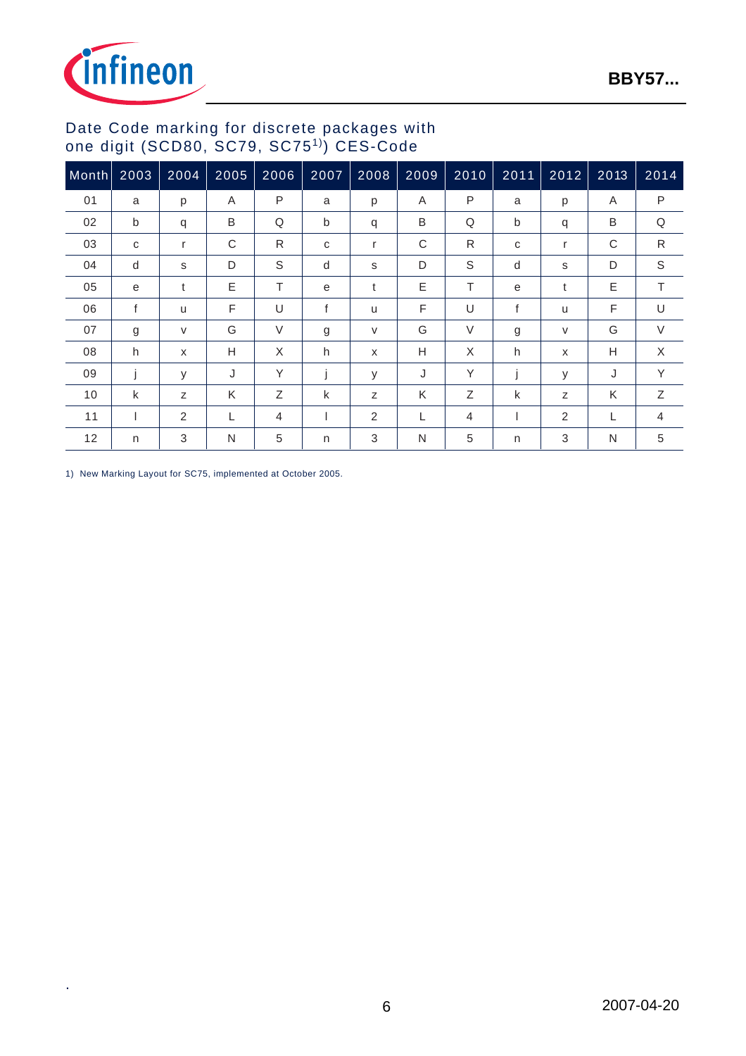## Date Code marking for discrete packages with one digit (SCD80, SC79, SC75[1)]) CES-Code

| Month | 2003 | 2004 | 2005 | 2006 | 2007 | 2008 | 2009 | 2010 | 2011 | 2012 | 2013 | 2014 |
|---|---|---|---|---|---|---|---|---|---|---|---|---|
| 01 | a | p | A | P | a | p | A | P | a | p | A | P |
| 02 | b | q | B | Q | b | q | B | Q | b | q | B | Q |
| 03 | c | r | C | R | c | r | C | R | c | r | C | R |
| 04 | d | s | D | S | d | s | D | S | d | s | D | S |
| 05 | e | t | E | T | e | t | E | T | e | t | E | T |
| 06 | f | u | F | U | f | u | F | U | f | u | F | U |
| 07 | g | v | G | V | g | v | G | V | g | v | G | V |
| 08 | h | x | H | X | h | x | H | X | h | x | H | X |
| 09 | j | y | J | Y | j | y | J | Y | j | y | J | Y |
| 10 | k | z | K | Z | k | z | K | Z | k | z | K | Z |
| 11 | l | 2 | L | 4 | l | 2 | L | 4 | l | 2 | L | 4 |
| 12 | n | 3 | N | 5 | n | 3 | N | 5 | n | 3 | N | 5 |

1) New Marking Layout for SC75, implemented at October 2005.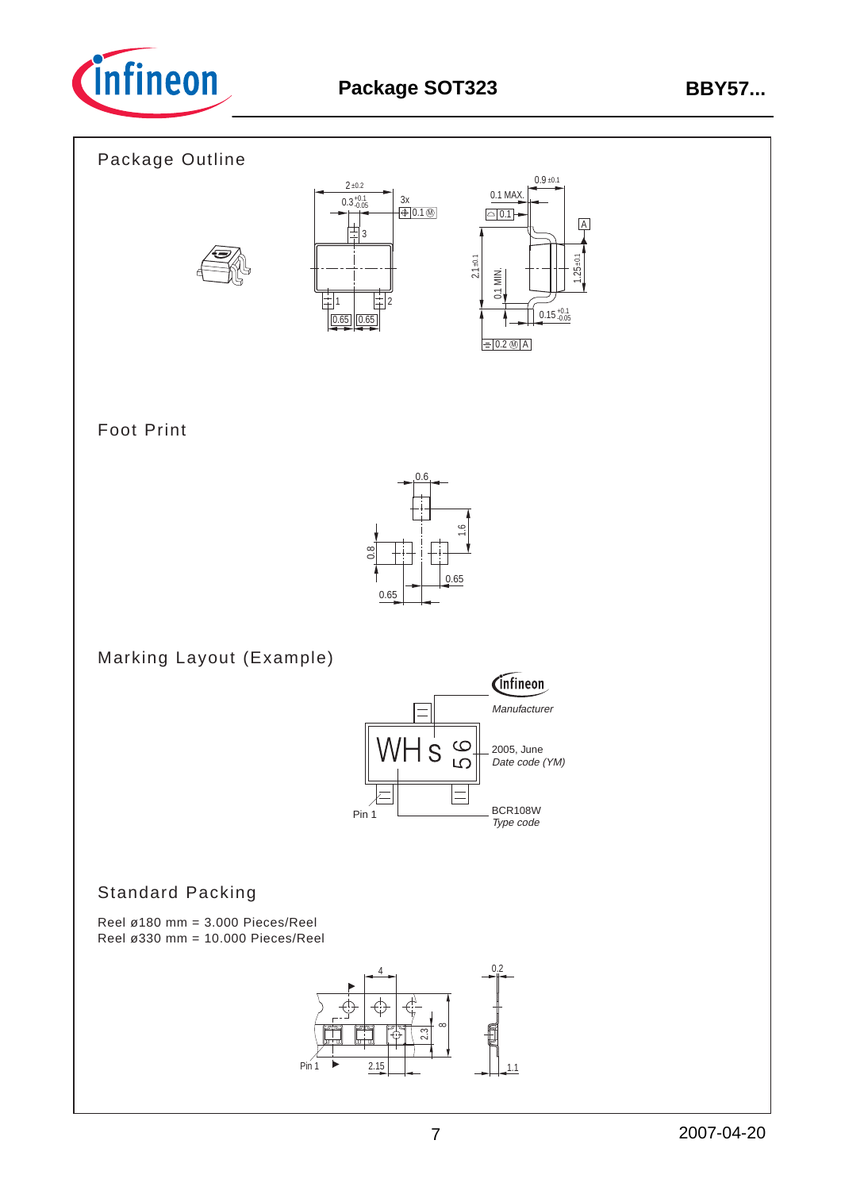# Package SOT323

## Package Outline

## Foot Print

## Marking Layout (Example)

## Standard Packing

Reel ø180 mm = 3.000 Pieces/Reel
Reel ø330 mm = 10.000 Pieces/Reel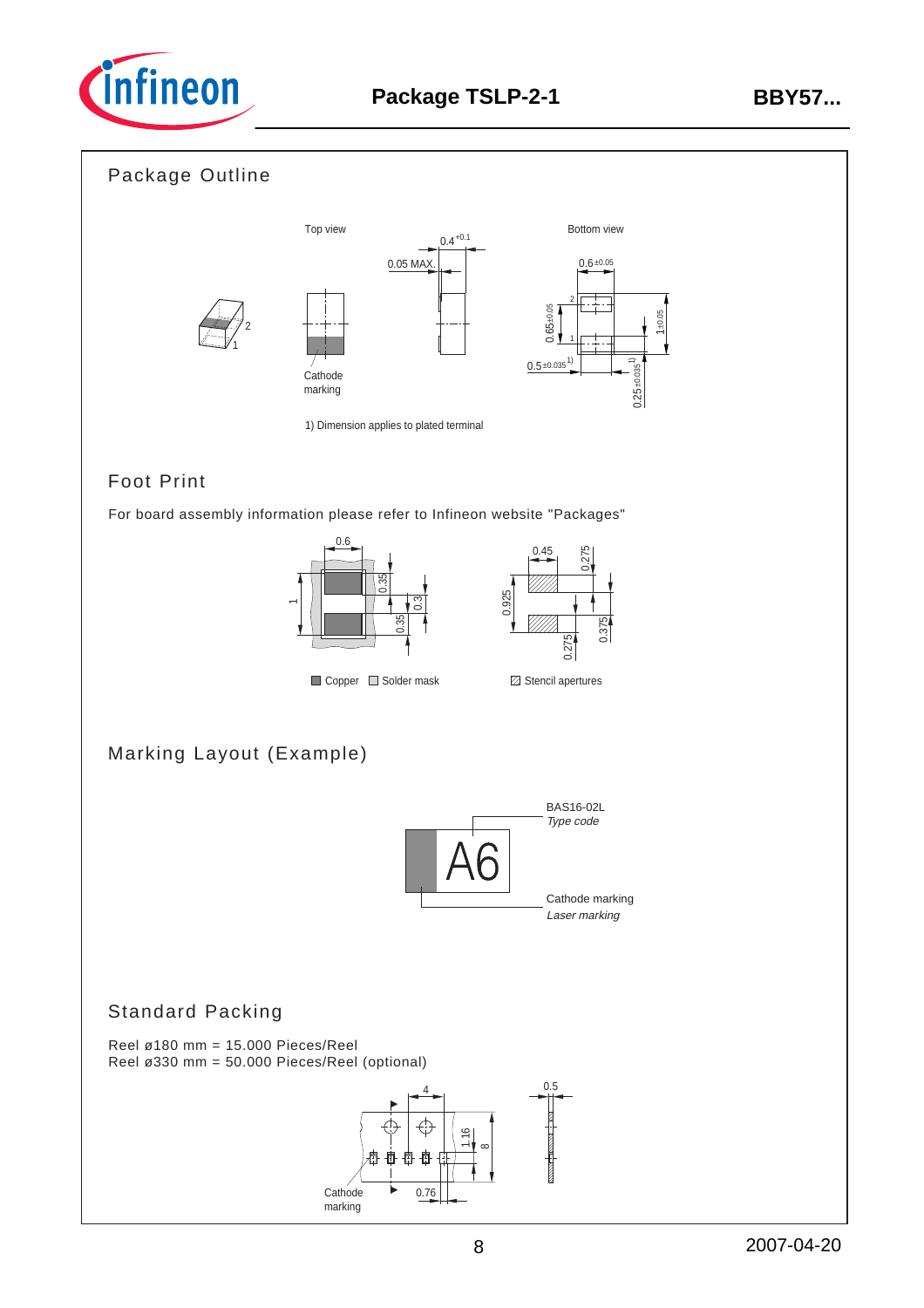## Package Outline

Top view

Bottom view

Cathode marking

1) Dimension applies to plated terminal

## Foot Print

For board assembly information please refer to Infineon website "Packages"

Copper  Solder mask  Stencil apertures

## Marking Layout (Example)

BAS16-02L
*Type code*

Cathode marking
*Laser marking*

## Standard Packing

Reel ø180 mm = 15.000 Pieces/Reel
Reel ø330 mm = 50.000 Pieces/Reel (optional)

Cathode marking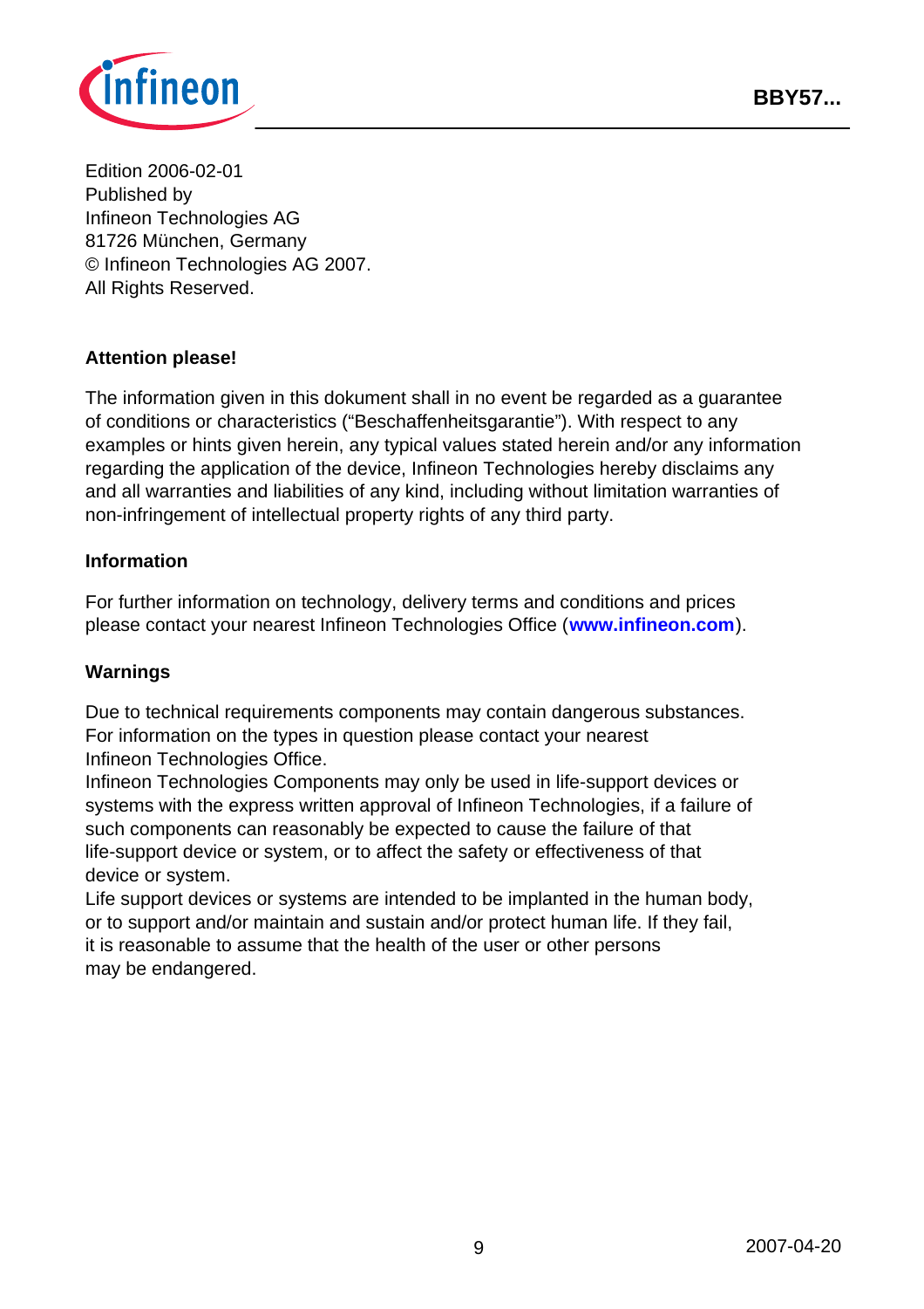Edition 2006-02-01
Published by
Infineon Technologies AG
81726 München, Germany
© Infineon Technologies AG 2007.
All Rights Reserved.

**Attention please!**

The information given in this dokument shall in no event be regarded as a guarantee of conditions or characteristics ("Beschaffenheitsgarantie"). With respect to any examples or hints given herein, any typical values stated herein and/or any information regarding the application of the device, Infineon Technologies hereby disclaims any and all warranties and liabilities of any kind, including without limitation warranties of non-infringement of intellectual property rights of any third party.

**Information**

For further information on technology, delivery terms and conditions and prices please contact your nearest Infineon Technologies Office (**www.infineon.com**).

**Warnings**

Due to technical requirements components may contain dangerous substances. For information on the types in question please contact your nearest Infineon Technologies Office.
Infineon Technologies Components may only be used in life-support devices or systems with the express written approval of Infineon Technologies, if a failure of such components can reasonably be expected to cause the failure of that life-support device or system, or to affect the safety or effectiveness of that device or system.
Life support devices or systems are intended to be implanted in the human body, or to support and/or maintain and sustain and/or protect human life. If they fail, it is reasonable to assume that the health of the user or other persons may be endangered.